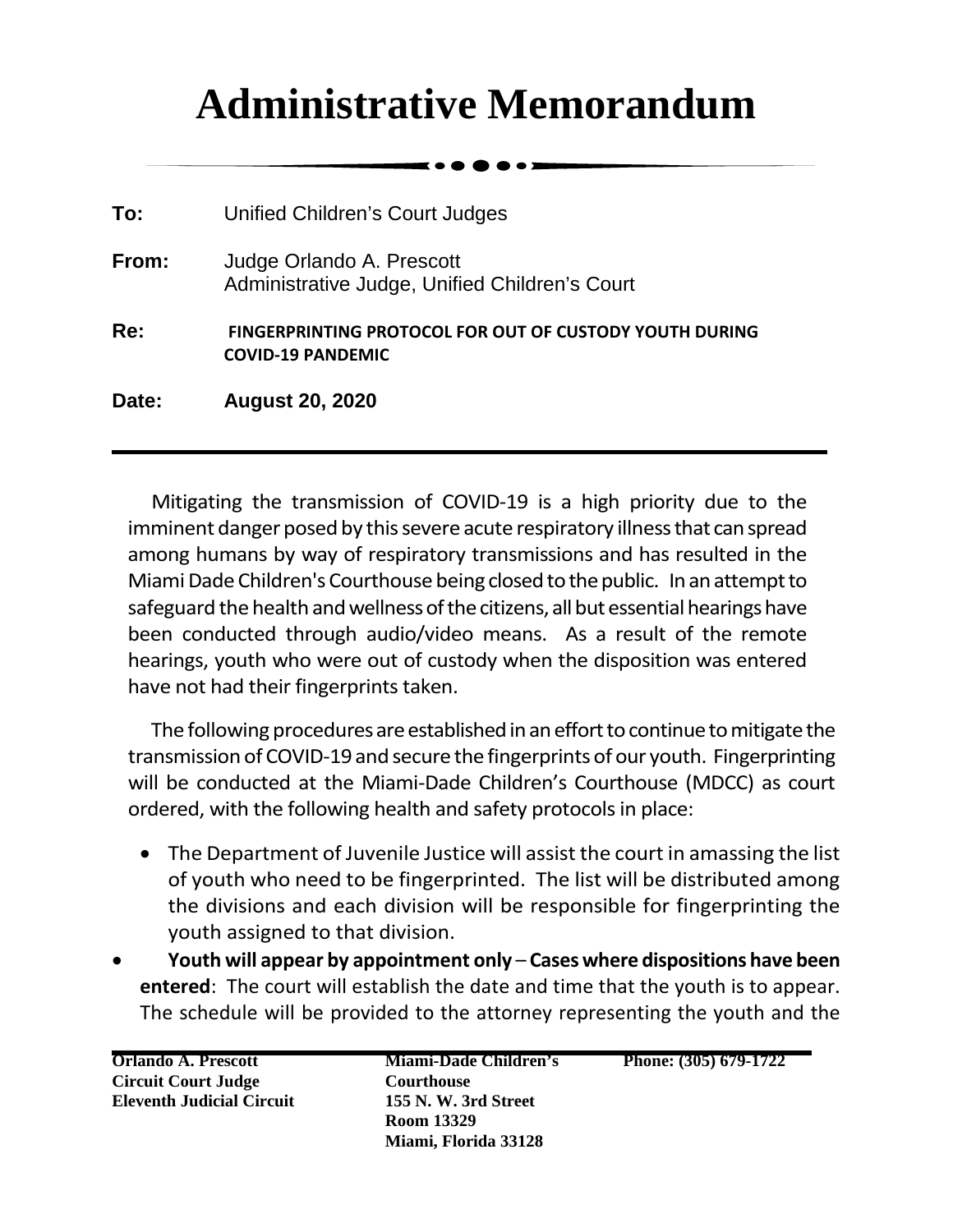# Administrative Memorandum

**To:** Unified Children's Court Judges

**From:** Judge Orlando A. Prescott
Administrative Judge, Unified Children's Court

**Re:** **FINGERPRINTING PROTOCOL FOR OUT OF CUSTODY YOUTH DURING COVID-19 PANDEMIC**

**Date:** **August 20, 2020**

---

Mitigating the transmission of COVID-19 is a high priority due to the imminent danger posed by this severe acute respiratory illness that can spread among humans by way of respiratory transmissions and has resulted in the Miami Dade Children's Courthouse being closed to the public. In an attempt to safeguard the health and wellness of the citizens, all but essential hearings have been conducted through audio/video means. As a result of the remote hearings, youth who were out of custody when the disposition was entered have not had their fingerprints taken.

The following procedures are established in an effort to continue to mitigate the transmission of COVID-19 and secure the fingerprints of our youth. Fingerprinting will be conducted at the Miami-Dade Children's Courthouse (MDCC) as court ordered, with the following health and safety protocols in place:

- The Department of Juvenile Justice will assist the court in amassing the list of youth who need to be fingerprinted. The list will be distributed among the divisions and each division will be responsible for fingerprinting the youth assigned to that division.
- **Youth will appear by appointment only** – **Cases where dispositions have been entered**: The court will establish the date and time that the youth is to appear. The schedule will be provided to the attorney representing the youth and the

**Orlando A. Prescott**
**Circuit Court Judge**
**Eleventh Judicial Circuit**

**Miami-Dade Children's Courthouse**
**155 N. W. 3rd Street**
**Room 13329**
**Miami, Florida 33128**

**Phone: (305) 679-1722**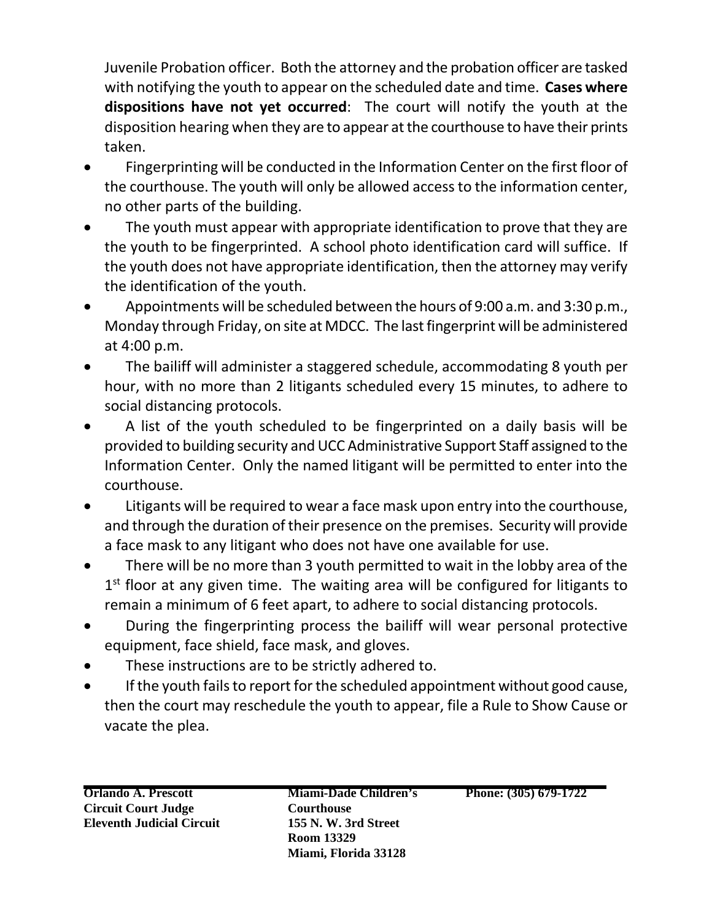Juvenile Probation officer. Both the attorney and the probation officer are tasked with notifying the youth to appear on the scheduled date and time. **Cases where dispositions have not yet occurred**: The court will notify the youth at the disposition hearing when they are to appear at the courthouse to have their prints taken.

- Fingerprinting will be conducted in the Information Center on the first floor of the courthouse. The youth will only be allowed access to the information center, no other parts of the building.
- The youth must appear with appropriate identification to prove that they are the youth to be fingerprinted. A school photo identification card will suffice. If the youth does not have appropriate identification, then the attorney may verify the identification of the youth.
- Appointments will be scheduled between the hours of 9:00 a.m. and 3:30 p.m., Monday through Friday, on site at MDCC. The last fingerprint will be administered at 4:00 p.m.
- The bailiff will administer a staggered schedule, accommodating 8 youth per hour, with no more than 2 litigants scheduled every 15 minutes, to adhere to social distancing protocols.
- A list of the youth scheduled to be fingerprinted on a daily basis will be provided to building security and UCC Administrative Support Staff assigned to the Information Center. Only the named litigant will be permitted to enter into the courthouse.
- Litigants will be required to wear a face mask upon entry into the courthouse, and through the duration of their presence on the premises. Security will provide a face mask to any litigant who does not have one available for use.
- There will be no more than 3 youth permitted to wait in the lobby area of the 1st floor at any given time. The waiting area will be configured for litigants to remain a minimum of 6 feet apart, to adhere to social distancing protocols.
- During the fingerprinting process the bailiff will wear personal protective equipment, face shield, face mask, and gloves.
- These instructions are to be strictly adhered to.
- If the youth fails to report for the scheduled appointment without good cause, then the court may reschedule the youth to appear, file a Rule to Show Cause or vacate the plea.

**Orlando A. Prescott**
**Circuit Court Judge**
**Eleventh Judicial Circuit**

**Miami-Dade Children's Courthouse**
**155 N. W. 3rd Street**
**Room 13329**
**Miami, Florida 33128**

**Phone: (305) 679-1722**